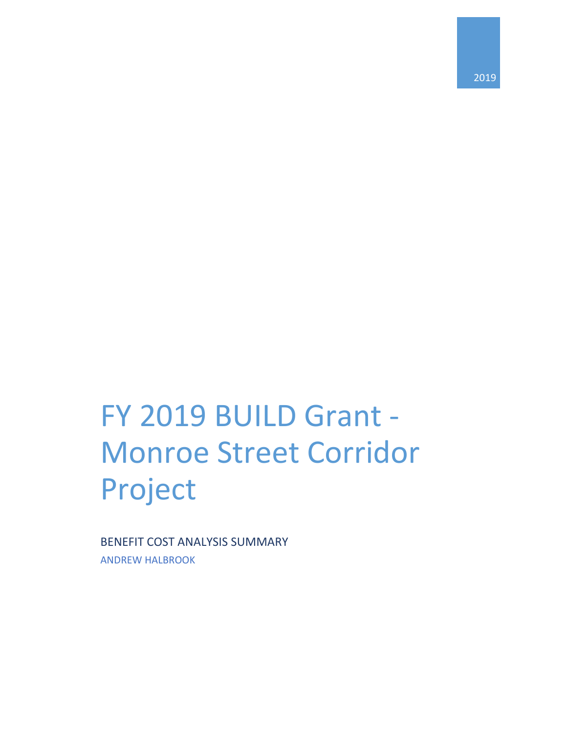2019

# FY 2019 BUILD Grant - Monroe Street Corridor Project

BENEFIT COST ANALYSIS SUMMARY

ANDREW HALBROOK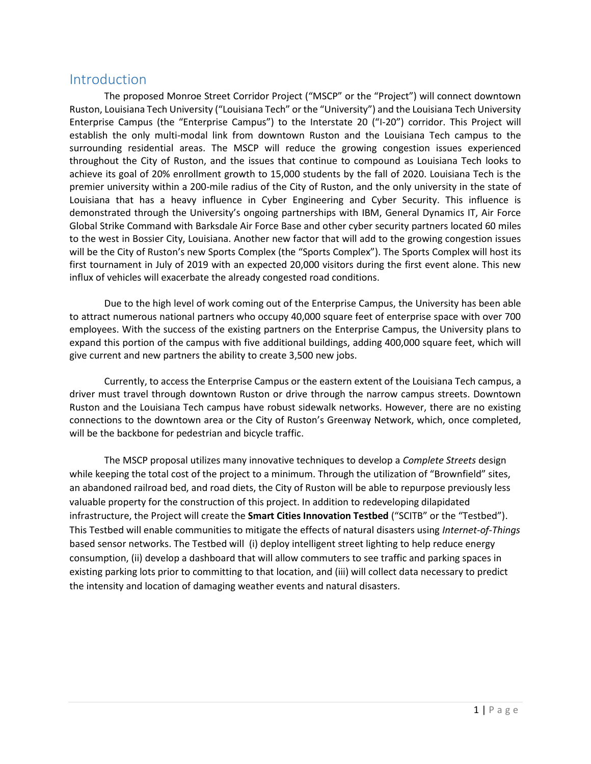# Introduction

The proposed Monroe Street Corridor Project ("MSCP" or the "Project") will connect downtown Ruston, Louisiana Tech University ("Louisiana Tech" or the "University") and the Louisiana Tech University Enterprise Campus (the "Enterprise Campus") to the Interstate 20 ("I-20") corridor. This Project will establish the only multi-modal link from downtown Ruston and the Louisiana Tech campus to the surrounding residential areas. The MSCP will reduce the growing congestion issues experienced throughout the City of Ruston, and the issues that continue to compound as Louisiana Tech looks to achieve its goal of 20% enrollment growth to 15,000 students by the fall of 2020. Louisiana Tech is the premier university within a 200-mile radius of the City of Ruston, and the only university in the state of Louisiana that has a heavy influence in Cyber Engineering and Cyber Security. This influence is demonstrated through the University's ongoing partnerships with IBM, General Dynamics IT, Air Force Global Strike Command with Barksdale Air Force Base and other cyber security partners located 60 miles to the west in Bossier City, Louisiana. Another new factor that will add to the growing congestion issues will be the City of Ruston's new Sports Complex (the "Sports Complex"). The Sports Complex will host its first tournament in July of 2019 with an expected 20,000 visitors during the first event alone. This new influx of vehicles will exacerbate the already congested road conditions.

Due to the high level of work coming out of the Enterprise Campus, the University has been able to attract numerous national partners who occupy 40,000 square feet of enterprise space with over 700 employees. With the success of the existing partners on the Enterprise Campus, the University plans to expand this portion of the campus with five additional buildings, adding 400,000 square feet, which will give current and new partners the ability to create 3,500 new jobs.

Currently, to access the Enterprise Campus or the eastern extent of the Louisiana Tech campus, a driver must travel through downtown Ruston or drive through the narrow campus streets. Downtown Ruston and the Louisiana Tech campus have robust sidewalk networks. However, there are no existing connections to the downtown area or the City of Ruston's Greenway Network, which, once completed, will be the backbone for pedestrian and bicycle traffic.

The MSCP proposal utilizes many innovative techniques to develop a *Complete Streets* design while keeping the total cost of the project to a minimum. Through the utilization of "Brownfield" sites, an abandoned railroad bed, and road diets, the City of Ruston will be able to repurpose previously less valuable property for the construction of this project. In addition to redeveloping dilapidated infrastructure, the Project will create the **Smart Cities Innovation Testbed** ("SCITB" or the "Testbed"). This Testbed will enable communities to mitigate the effects of natural disasters using *Internet-of-Things* based sensor networks. The Testbed will (i) deploy intelligent street lighting to help reduce energy consumption, (ii) develop a dashboard that will allow commuters to see traffic and parking spaces in existing parking lots prior to committing to that location, and (iii) will collect data necessary to predict the intensity and location of damaging weather events and natural disasters.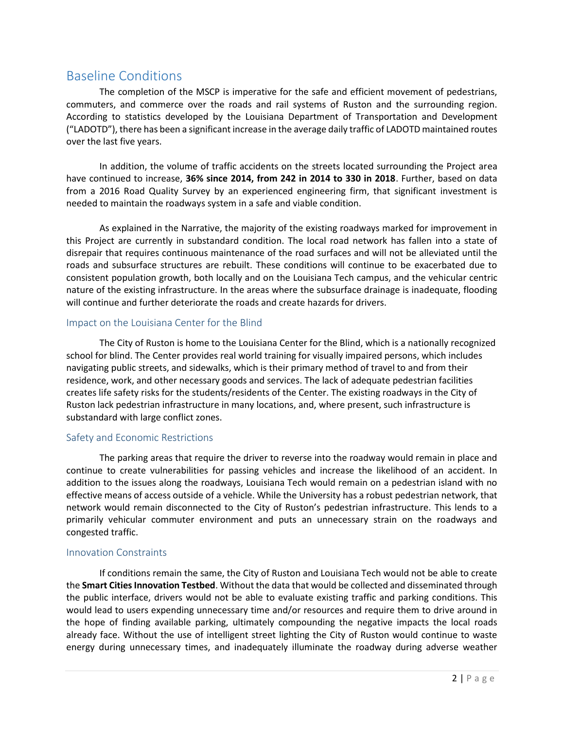## Baseline Conditions

The completion of the MSCP is imperative for the safe and efficient movement of pedestrians, commuters, and commerce over the roads and rail systems of Ruston and the surrounding region. According to statistics developed by the Louisiana Department of Transportation and Development ("LADOTD"), there has been a significant increase in the average daily traffic of LADOTD maintained routes over the last five years.

In addition, the volume of traffic accidents on the streets located surrounding the Project area have continued to increase, **36% since 2014, from 242 in 2014 to 330 in 2018**. Further, based on data from a 2016 Road Quality Survey by an experienced engineering firm, that significant investment is needed to maintain the roadways system in a safe and viable condition.

As explained in the Narrative, the majority of the existing roadways marked for improvement in this Project are currently in substandard condition. The local road network has fallen into a state of disrepair that requires continuous maintenance of the road surfaces and will not be alleviated until the roads and subsurface structures are rebuilt. These conditions will continue to be exacerbated due to consistent population growth, both locally and on the Louisiana Tech campus, and the vehicular centric nature of the existing infrastructure. In the areas where the subsurface drainage is inadequate, flooding will continue and further deteriorate the roads and create hazards for drivers.

### Impact on the Louisiana Center for the Blind

The City of Ruston is home to the Louisiana Center for the Blind, which is a nationally recognized school for blind. The Center provides real world training for visually impaired persons, which includes navigating public streets, and sidewalks, which is their primary method of travel to and from their residence, work, and other necessary goods and services. The lack of adequate pedestrian facilities creates life safety risks for the students/residents of the Center. The existing roadways in the City of Ruston lack pedestrian infrastructure in many locations, and, where present, such infrastructure is substandard with large conflict zones.

### Safety and Economic Restrictions

The parking areas that require the driver to reverse into the roadway would remain in place and continue to create vulnerabilities for passing vehicles and increase the likelihood of an accident. In addition to the issues along the roadways, Louisiana Tech would remain on a pedestrian island with no effective means of access outside of a vehicle. While the University has a robust pedestrian network, that network would remain disconnected to the City of Ruston's pedestrian infrastructure. This lends to a primarily vehicular commuter environment and puts an unnecessary strain on the roadways and congested traffic.

### Innovation Constraints

If conditions remain the same, the City of Ruston and Louisiana Tech would not be able to create the **Smart Cities Innovation Testbed**. Without the data that would be collected and disseminated through the public interface, drivers would not be able to evaluate existing traffic and parking conditions. This would lead to users expending unnecessary time and/or resources and require them to drive around in the hope of finding available parking, ultimately compounding the negative impacts the local roads already face. Without the use of intelligent street lighting the City of Ruston would continue to waste energy during unnecessary times, and inadequately illuminate the roadway during adverse weather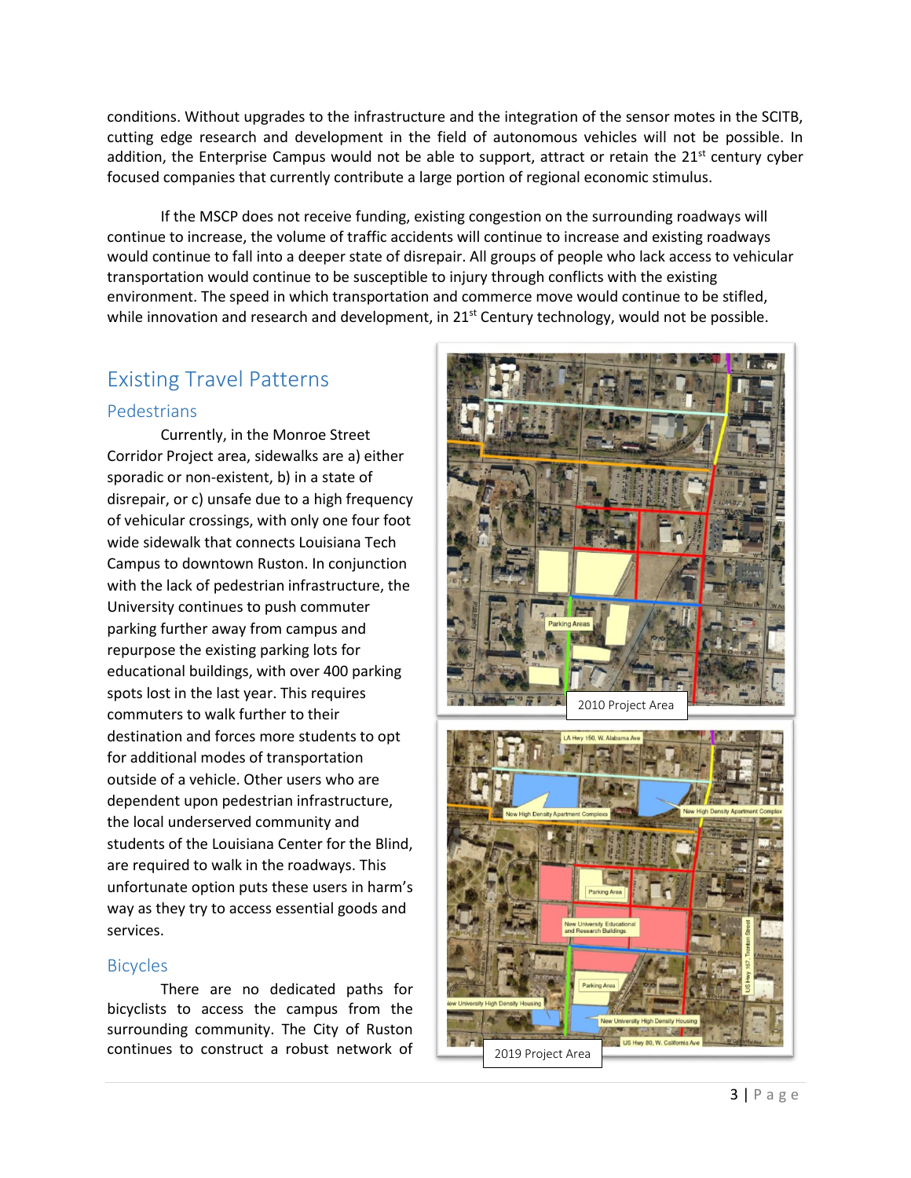conditions. Without upgrades to the infrastructure and the integration of the sensor motes in the SCITB, cutting edge research and development in the field of autonomous vehicles will not be possible. In addition, the Enterprise Campus would not be able to support, attract or retain the 21st century cyber focused companies that currently contribute a large portion of regional economic stimulus.

If the MSCP does not receive funding, existing congestion on the surrounding roadways will continue to increase, the volume of traffic accidents will continue to increase and existing roadways would continue to fall into a deeper state of disrepair. All groups of people who lack access to vehicular transportation would continue to be susceptible to injury through conflicts with the existing environment. The speed in which transportation and commerce move would continue to be stifled, while innovation and research and development, in 21st Century technology, would not be possible.

## Existing Travel Patterns

### Pedestrians

Currently, in the Monroe Street Corridor Project area, sidewalks are a) either sporadic or non-existent, b) in a state of disrepair, or c) unsafe due to a high frequency of vehicular crossings, with only one four foot wide sidewalk that connects Louisiana Tech Campus to downtown Ruston. In conjunction with the lack of pedestrian infrastructure, the University continues to push commuter parking further away from campus and repurpose the existing parking lots for educational buildings, with over 400 parking spots lost in the last year. This requires commuters to walk further to their destination and forces more students to opt for additional modes of transportation outside of a vehicle. Other users who are dependent upon pedestrian infrastructure, the local underserved community and students of the Louisiana Center for the Blind, are required to walk in the roadways. This unfortunate option puts these users in harm's way as they try to access essential goods and services.

2010 Project Area

2019 Project Area

### Bicycles

There are no dedicated paths for bicyclists to access the campus from the surrounding community. The City of Ruston continues to construct a robust network of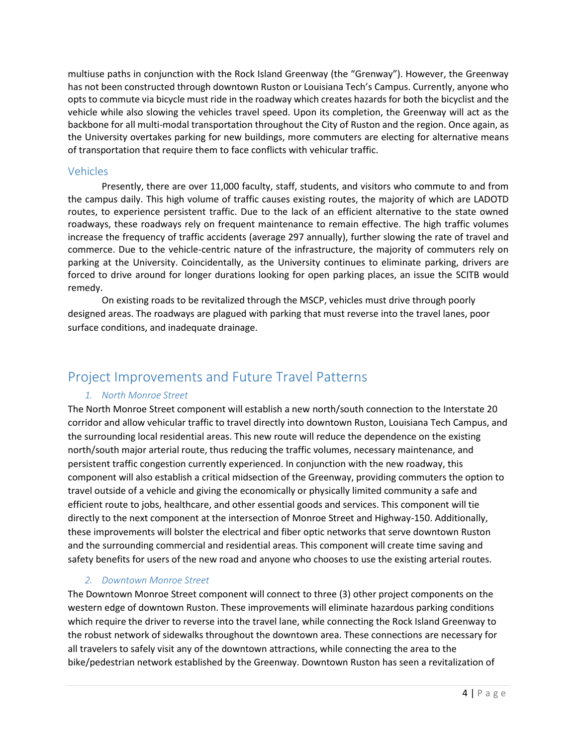multiuse paths in conjunction with the Rock Island Greenway (the "Grenway"). However, the Greenway has not been constructed through downtown Ruston or Louisiana Tech's Campus. Currently, anyone who opts to commute via bicycle must ride in the roadway which creates hazards for both the bicyclist and the vehicle while also slowing the vehicles travel speed. Upon its completion, the Greenway will act as the backbone for all multi-modal transportation throughout the City of Ruston and the region. Once again, as the University overtakes parking for new buildings, more commuters are electing for alternative means of transportation that require them to face conflicts with vehicular traffic.

### Vehicles

Presently, there are over 11,000 faculty, staff, students, and visitors who commute to and from the campus daily. This high volume of traffic causes existing routes, the majority of which are LADOTD routes, to experience persistent traffic. Due to the lack of an efficient alternative to the state owned roadways, these roadways rely on frequent maintenance to remain effective. The high traffic volumes increase the frequency of traffic accidents (average 297 annually), further slowing the rate of travel and commerce. Due to the vehicle-centric nature of the infrastructure, the majority of commuters rely on parking at the University. Coincidentally, as the University continues to eliminate parking, drivers are forced to drive around for longer durations looking for open parking places, an issue the SCITB would remedy.

On existing roads to be revitalized through the MSCP, vehicles must drive through poorly designed areas. The roadways are plagued with parking that must reverse into the travel lanes, poor surface conditions, and inadequate drainage.

## Project Improvements and Future Travel Patterns

### *1. North Monroe Street*

The North Monroe Street component will establish a new north/south connection to the Interstate 20 corridor and allow vehicular traffic to travel directly into downtown Ruston, Louisiana Tech Campus, and the surrounding local residential areas. This new route will reduce the dependence on the existing north/south major arterial route, thus reducing the traffic volumes, necessary maintenance, and persistent traffic congestion currently experienced. In conjunction with the new roadway, this component will also establish a critical midsection of the Greenway, providing commuters the option to travel outside of a vehicle and giving the economically or physically limited community a safe and efficient route to jobs, healthcare, and other essential goods and services. This component will tie directly to the next component at the intersection of Monroe Street and Highway-150. Additionally, these improvements will bolster the electrical and fiber optic networks that serve downtown Ruston and the surrounding commercial and residential areas. This component will create time saving and safety benefits for users of the new road and anyone who chooses to use the existing arterial routes.

### *2. Downtown Monroe Street*

The Downtown Monroe Street component will connect to three (3) other project components on the western edge of downtown Ruston. These improvements will eliminate hazardous parking conditions which require the driver to reverse into the travel lane, while connecting the Rock Island Greenway to the robust network of sidewalks throughout the downtown area. These connections are necessary for all travelers to safely visit any of the downtown attractions, while connecting the area to the bike/pedestrian network established by the Greenway. Downtown Ruston has seen a revitalization of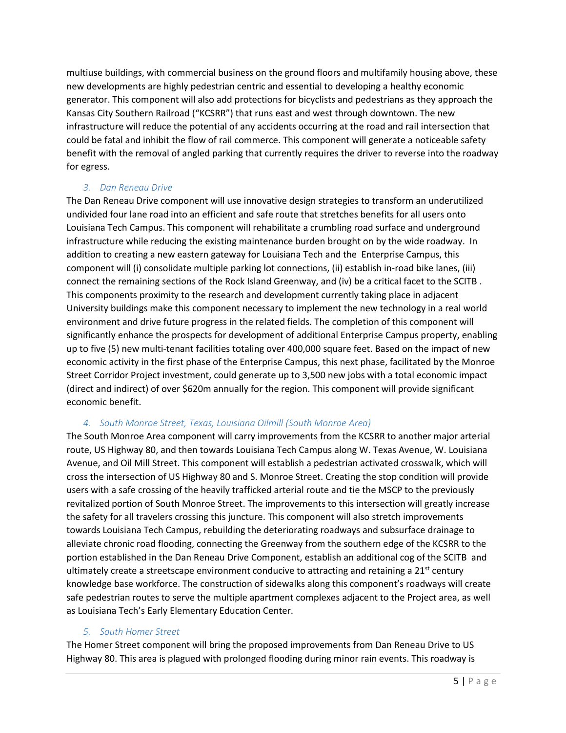multiuse buildings, with commercial business on the ground floors and multifamily housing above, these new developments are highly pedestrian centric and essential to developing a healthy economic generator. This component will also add protections for bicyclists and pedestrians as they approach the Kansas City Southern Railroad ("KCSRR") that runs east and west through downtown. The new infrastructure will reduce the potential of any accidents occurring at the road and rail intersection that could be fatal and inhibit the flow of rail commerce. This component will generate a noticeable safety benefit with the removal of angled parking that currently requires the driver to reverse into the roadway for egress.

### *3. Dan Reneau Drive*

The Dan Reneau Drive component will use innovative design strategies to transform an underutilized undivided four lane road into an efficient and safe route that stretches benefits for all users onto Louisiana Tech Campus. This component will rehabilitate a crumbling road surface and underground infrastructure while reducing the existing maintenance burden brought on by the wide roadway. In addition to creating a new eastern gateway for Louisiana Tech and the Enterprise Campus, this component will (i) consolidate multiple parking lot connections, (ii) establish in-road bike lanes, (iii) connect the remaining sections of the Rock Island Greenway, and (iv) be a critical facet to the SCITB . This components proximity to the research and development currently taking place in adjacent University buildings make this component necessary to implement the new technology in a real world environment and drive future progress in the related fields. The completion of this component will significantly enhance the prospects for development of additional Enterprise Campus property, enabling up to five (5) new multi-tenant facilities totaling over 400,000 square feet. Based on the impact of new economic activity in the first phase of the Enterprise Campus, this next phase, facilitated by the Monroe Street Corridor Project investment, could generate up to 3,500 new jobs with a total economic impact (direct and indirect) of over $620m annually for the region. This component will provide significant economic benefit.

### *4. South Monroe Street, Texas, Louisiana Oilmill (South Monroe Area)*

The South Monroe Area component will carry improvements from the KCSRR to another major arterial route, US Highway 80, and then towards Louisiana Tech Campus along W. Texas Avenue, W. Louisiana Avenue, and Oil Mill Street. This component will establish a pedestrian activated crosswalk, which will cross the intersection of US Highway 80 and S. Monroe Street. Creating the stop condition will provide users with a safe crossing of the heavily trafficked arterial route and tie the MSCP to the previously revitalized portion of South Monroe Street. The improvements to this intersection will greatly increase the safety for all travelers crossing this juncture. This component will also stretch improvements towards Louisiana Tech Campus, rebuilding the deteriorating roadways and subsurface drainage to alleviate chronic road flooding, connecting the Greenway from the southern edge of the KCSRR to the portion established in the Dan Reneau Drive Component, establish an additional cog of the SCITB and ultimately create a streetscape environment conducive to attracting and retaining a 21st century knowledge base workforce. The construction of sidewalks along this component's roadways will create safe pedestrian routes to serve the multiple apartment complexes adjacent to the Project area, as well as Louisiana Tech's Early Elementary Education Center.

### *5. South Homer Street*

The Homer Street component will bring the proposed improvements from Dan Reneau Drive to US Highway 80. This area is plagued with prolonged flooding during minor rain events. This roadway is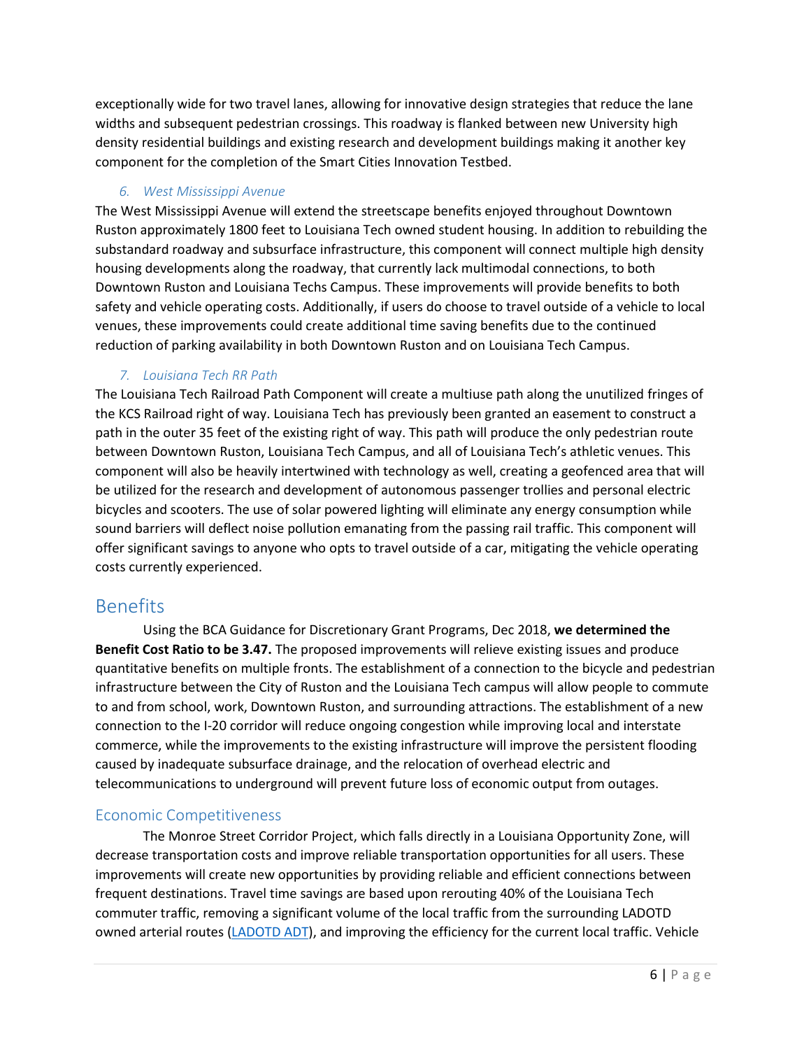exceptionally wide for two travel lanes, allowing for innovative design strategies that reduce the lane widths and subsequent pedestrian crossings. This roadway is flanked between new University high density residential buildings and existing research and development buildings making it another key component for the completion of the Smart Cities Innovation Testbed.

### *6. West Mississippi Avenue*

The West Mississippi Avenue will extend the streetscape benefits enjoyed throughout Downtown Ruston approximately 1800 feet to Louisiana Tech owned student housing. In addition to rebuilding the substandard roadway and subsurface infrastructure, this component will connect multiple high density housing developments along the roadway, that currently lack multimodal connections, to both Downtown Ruston and Louisiana Techs Campus. These improvements will provide benefits to both safety and vehicle operating costs. Additionally, if users do choose to travel outside of a vehicle to local venues, these improvements could create additional time saving benefits due to the continued reduction of parking availability in both Downtown Ruston and on Louisiana Tech Campus.

### *7. Louisiana Tech RR Path*

The Louisiana Tech Railroad Path Component will create a multiuse path along the unutilized fringes of the KCS Railroad right of way. Louisiana Tech has previously been granted an easement to construct a path in the outer 35 feet of the existing right of way. This path will produce the only pedestrian route between Downtown Ruston, Louisiana Tech Campus, and all of Louisiana Tech's athletic venues. This component will also be heavily intertwined with technology as well, creating a geofenced area that will be utilized for the research and development of autonomous passenger trollies and personal electric bicycles and scooters. The use of solar powered lighting will eliminate any energy consumption while sound barriers will deflect noise pollution emanating from the passing rail traffic. This component will offer significant savings to anyone who opts to travel outside of a car, mitigating the vehicle operating costs currently experienced.

# Benefits

Using the BCA Guidance for Discretionary Grant Programs, Dec 2018, **we determined the Benefit Cost Ratio to be 3.47.** The proposed improvements will relieve existing issues and produce quantitative benefits on multiple fronts. The establishment of a connection to the bicycle and pedestrian infrastructure between the City of Ruston and the Louisiana Tech campus will allow people to commute to and from school, work, Downtown Ruston, and surrounding attractions. The establishment of a new connection to the I-20 corridor will reduce ongoing congestion while improving local and interstate commerce, while the improvements to the existing infrastructure will improve the persistent flooding caused by inadequate subsurface drainage, and the relocation of overhead electric and telecommunications to underground will prevent future loss of economic output from outages.

## Economic Competitiveness

The Monroe Street Corridor Project, which falls directly in a Louisiana Opportunity Zone, will decrease transportation costs and improve reliable transportation opportunities for all users. These improvements will create new opportunities by providing reliable and efficient connections between frequent destinations. Travel time savings are based upon rerouting 40% of the Louisiana Tech commuter traffic, removing a significant volume of the local traffic from the surrounding LADOTD owned arterial routes (LADOTD ADT), and improving the efficiency for the current local traffic. Vehicle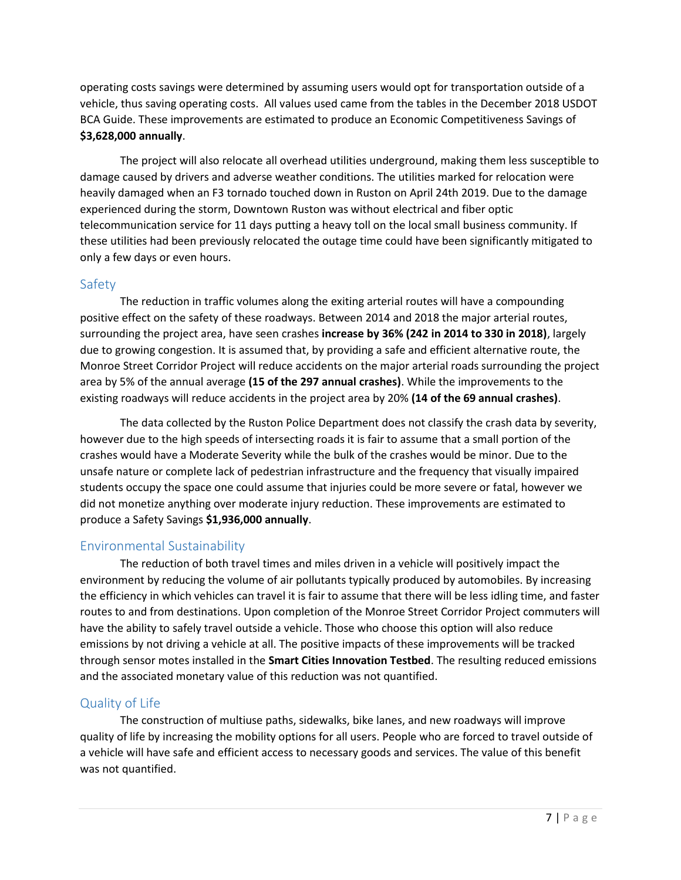operating costs savings were determined by assuming users would opt for transportation outside of a vehicle, thus saving operating costs. All values used came from the tables in the December 2018 USDOT BCA Guide. These improvements are estimated to produce an Economic Competitiveness Savings of **$3,628,000 annually**.

The project will also relocate all overhead utilities underground, making them less susceptible to damage caused by drivers and adverse weather conditions. The utilities marked for relocation were heavily damaged when an F3 tornado touched down in Ruston on April 24th 2019. Due to the damage experienced during the storm, Downtown Ruston was without electrical and fiber optic telecommunication service for 11 days putting a heavy toll on the local small business community. If these utilities had been previously relocated the outage time could have been significantly mitigated to only a few days or even hours.

## Safety

The reduction in traffic volumes along the exiting arterial routes will have a compounding positive effect on the safety of these roadways. Between 2014 and 2018 the major arterial routes, surrounding the project area, have seen crashes **increase by 36% (242 in 2014 to 330 in 2018)**, largely due to growing congestion. It is assumed that, by providing a safe and efficient alternative route, the Monroe Street Corridor Project will reduce accidents on the major arterial roads surrounding the project area by 5% of the annual average **(15 of the 297 annual crashes)**. While the improvements to the existing roadways will reduce accidents in the project area by 20% **(14 of the 69 annual crashes)**.

The data collected by the Ruston Police Department does not classify the crash data by severity, however due to the high speeds of intersecting roads it is fair to assume that a small portion of the crashes would have a Moderate Severity while the bulk of the crashes would be minor. Due to the unsafe nature or complete lack of pedestrian infrastructure and the frequency that visually impaired students occupy the space one could assume that injuries could be more severe or fatal, however we did not monetize anything over moderate injury reduction. These improvements are estimated to produce a Safety Savings **$1,936,000 annually**.

## Environmental Sustainability

The reduction of both travel times and miles driven in a vehicle will positively impact the environment by reducing the volume of air pollutants typically produced by automobiles. By increasing the efficiency in which vehicles can travel it is fair to assume that there will be less idling time, and faster routes to and from destinations. Upon completion of the Monroe Street Corridor Project commuters will have the ability to safely travel outside a vehicle. Those who choose this option will also reduce emissions by not driving a vehicle at all. The positive impacts of these improvements will be tracked through sensor motes installed in the **Smart Cities Innovation Testbed**. The resulting reduced emissions and the associated monetary value of this reduction was not quantified.

## Quality of Life

The construction of multiuse paths, sidewalks, bike lanes, and new roadways will improve quality of life by increasing the mobility options for all users. People who are forced to travel outside of a vehicle will have safe and efficient access to necessary goods and services. The value of this benefit was not quantified.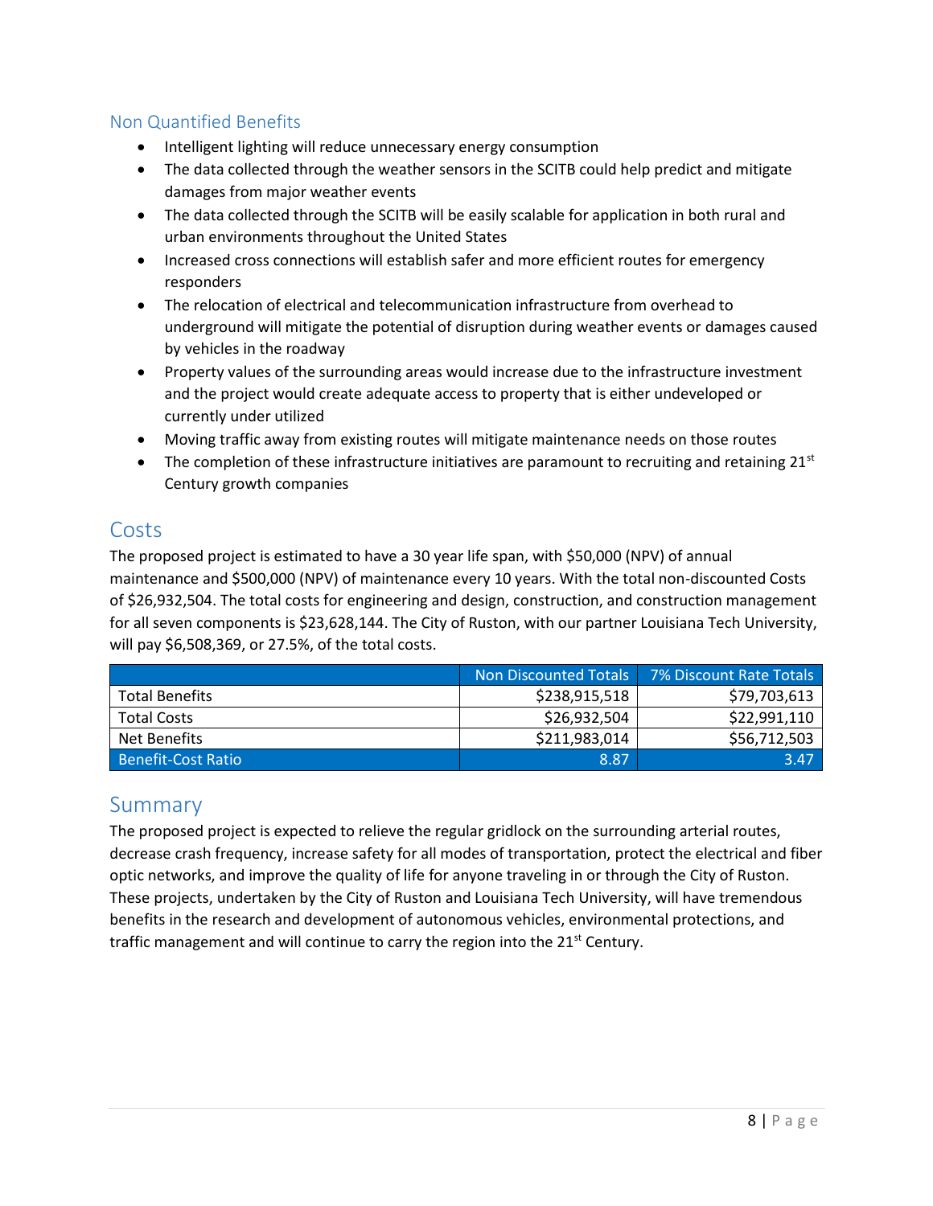## Non Quantified Benefits

- Intelligent lighting will reduce unnecessary energy consumption
- The data collected through the weather sensors in the SCITB could help predict and mitigate damages from major weather events
- The data collected through the SCITB will be easily scalable for application in both rural and urban environments throughout the United States
- Increased cross connections will establish safer and more efficient routes for emergency responders
- The relocation of electrical and telecommunication infrastructure from overhead to underground will mitigate the potential of disruption during weather events or damages caused by vehicles in the roadway
- Property values of the surrounding areas would increase due to the infrastructure investment and the project would create adequate access to property that is either undeveloped or currently under utilized
- Moving traffic away from existing routes will mitigate maintenance needs on those routes
- The completion of these infrastructure initiatives are paramount to recruiting and retaining 21st Century growth companies

# Costs

The proposed project is estimated to have a 30 year life span, with $50,000 (NPV) of annual maintenance and $500,000 (NPV) of maintenance every 10 years. With the total non-discounted Costs of $26,932,504. The total costs for engineering and design, construction, and construction management for all seven components is $23,628,144. The City of Ruston, with our partner Louisiana Tech University, will pay $6,508,369, or 27.5%, of the total costs.

| | Non Discounted Totals | 7% Discount Rate Totals |
|---|---|---|
| Total Benefits | $238,915,518 | $79,703,613 |
| Total Costs | $26,932,504 | $22,991,110 |
| Net Benefits | $211,983,014 | $56,712,503 |
| Benefit-Cost Ratio | 8.87 | 3.47 |

# Summary

The proposed project is expected to relieve the regular gridlock on the surrounding arterial routes, decrease crash frequency, increase safety for all modes of transportation, protect the electrical and fiber optic networks, and improve the quality of life for anyone traveling in or through the City of Ruston. These projects, undertaken by the City of Ruston and Louisiana Tech University, will have tremendous benefits in the research and development of autonomous vehicles, environmental protections, and traffic management and will continue to carry the region into the 21st Century.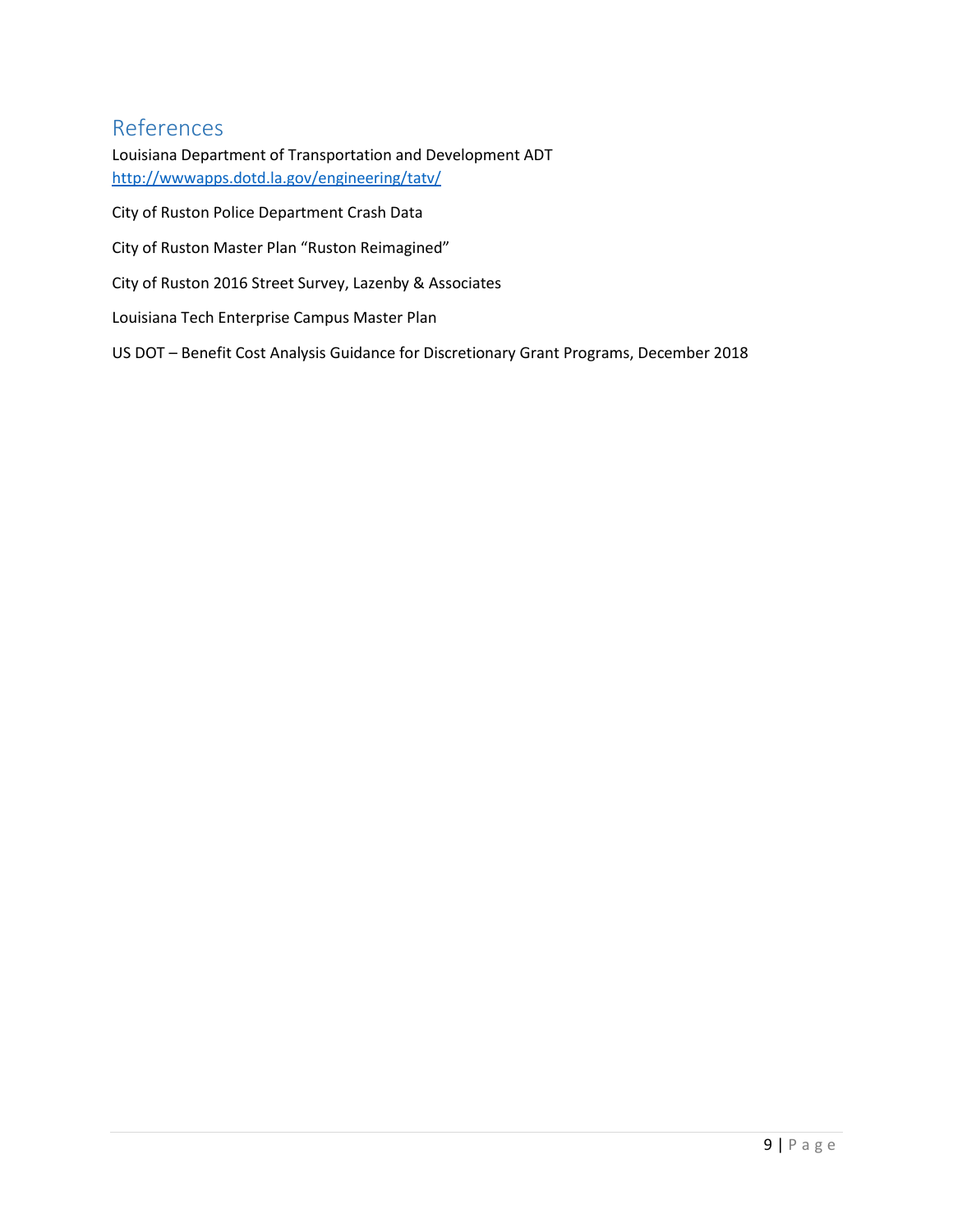## References

Louisiana Department of Transportation and Development ADT
http://wwwapps.dotd.la.gov/engineering/tatv/

City of Ruston Police Department Crash Data

City of Ruston Master Plan “Ruston Reimagined”

City of Ruston 2016 Street Survey, Lazenby & Associates

Louisiana Tech Enterprise Campus Master Plan

US DOT – Benefit Cost Analysis Guidance for Discretionary Grant Programs, December 2018